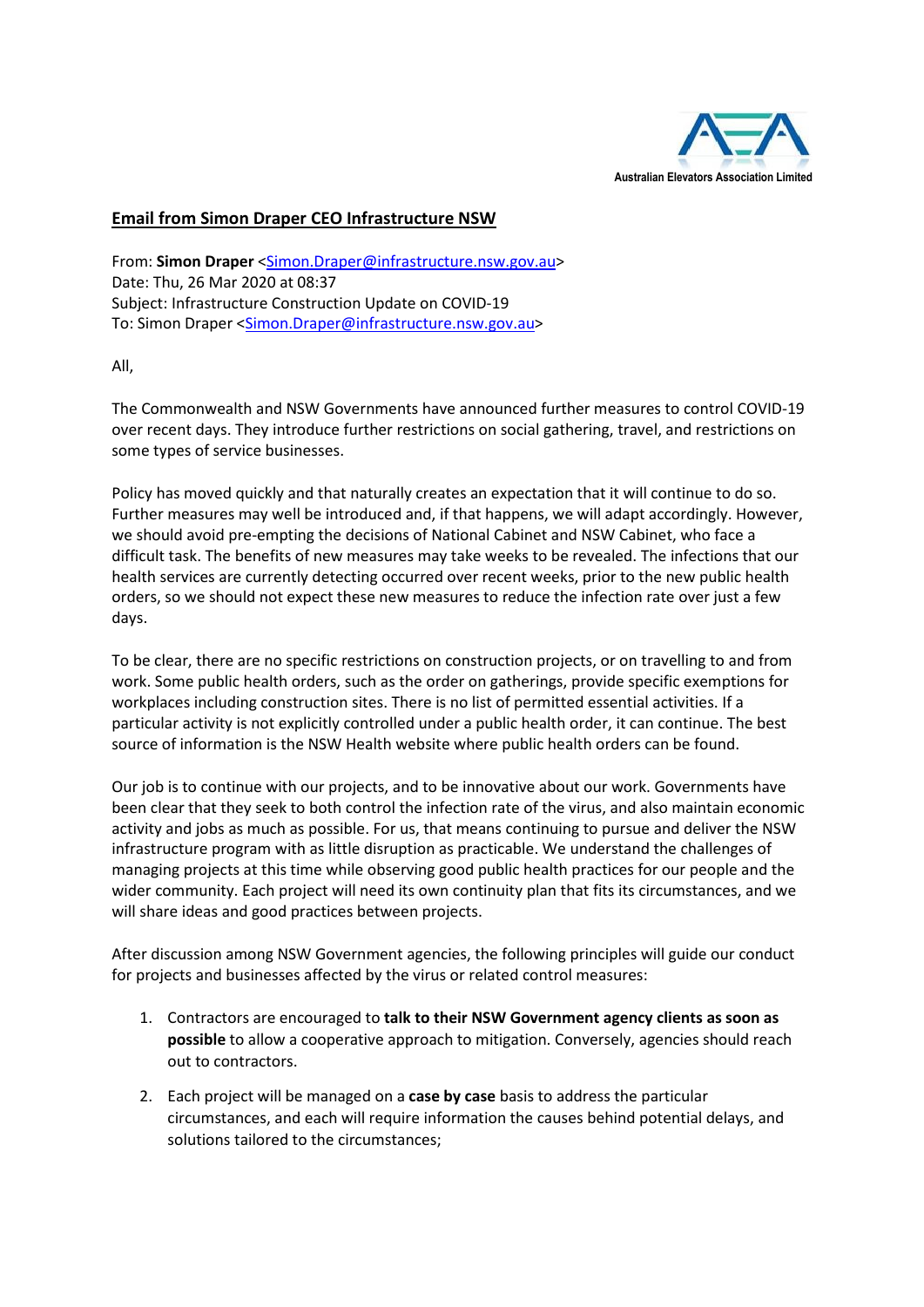Australian Elevators Association Limited

## Email from Simon Draper CEO Infrastructure NSW

From: **Simon Draper** <Simon.Draper@infrastructure.nsw.gov.au>
Date: Thu, 26 Mar 2020 at 08:37
Subject: Infrastructure Construction Update on COVID-19
To: Simon Draper <Simon.Draper@infrastructure.nsw.gov.au>

All,

The Commonwealth and NSW Governments have announced further measures to control COVID-19 over recent days. They introduce further restrictions on social gathering, travel, and restrictions on some types of service businesses.

Policy has moved quickly and that naturally creates an expectation that it will continue to do so. Further measures may well be introduced and, if that happens, we will adapt accordingly. However, we should avoid pre-empting the decisions of National Cabinet and NSW Cabinet, who face a difficult task. The benefits of new measures may take weeks to be revealed. The infections that our health services are currently detecting occurred over recent weeks, prior to the new public health orders, so we should not expect these new measures to reduce the infection rate over just a few days.

To be clear, there are no specific restrictions on construction projects, or on travelling to and from work. Some public health orders, such as the order on gatherings, provide specific exemptions for workplaces including construction sites. There is no list of permitted essential activities. If a particular activity is not explicitly controlled under a public health order, it can continue. The best source of information is the NSW Health website where public health orders can be found.

Our job is to continue with our projects, and to be innovative about our work. Governments have been clear that they seek to both control the infection rate of the virus, and also maintain economic activity and jobs as much as possible. For us, that means continuing to pursue and deliver the NSW infrastructure program with as little disruption as practicable. We understand the challenges of managing projects at this time while observing good public health practices for our people and the wider community. Each project will need its own continuity plan that fits its circumstances, and we will share ideas and good practices between projects.

After discussion among NSW Government agencies, the following principles will guide our conduct for projects and businesses affected by the virus or related control measures:

1. Contractors are encouraged to **talk to their NSW Government agency clients as soon as possible** to allow a cooperative approach to mitigation. Conversely, agencies should reach out to contractors.
2. Each project will be managed on a **case by case** basis to address the particular circumstances, and each will require information the causes behind potential delays, and solutions tailored to the circumstances;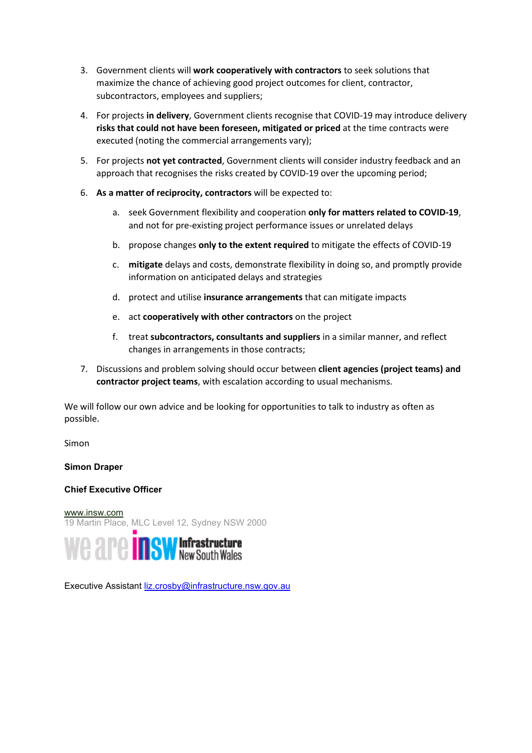3. Government clients will **work cooperatively with contractors** to seek solutions that maximize the chance of achieving good project outcomes for client, contractor, subcontractors, employees and suppliers;

4. For projects **in delivery**, Government clients recognise that COVID-19 may introduce delivery **risks that could not have been foreseen, mitigated or priced** at the time contracts were executed (noting the commercial arrangements vary);

5. For projects **not yet contracted**, Government clients will consider industry feedback and an approach that recognises the risks created by COVID-19 over the upcoming period;

6. **As a matter of reciprocity, contractors** will be expected to:

    a. seek Government flexibility and cooperation **only for matters related to COVID-19**, and not for pre-existing project performance issues or unrelated delays

    b. propose changes **only to the extent required** to mitigate the effects of COVID-19

    c. **mitigate** delays and costs, demonstrate flexibility in doing so, and promptly provide information on anticipated delays and strategies

    d. protect and utilise **insurance arrangements** that can mitigate impacts

    e. act **cooperatively with other contractors** on the project

    f. treat **subcontractors, consultants and suppliers** in a similar manner, and reflect changes in arrangements in those contracts;

7. Discussions and problem solving should occur between **client agencies (project teams) and contractor project teams**, with escalation according to usual mechanisms.

We will follow our own advice and be looking for opportunities to talk to industry as often as possible.

Simon

**Simon Draper**

**Chief Executive Officer**

www.insw.com
19 Martin Place, MLC Level 12, Sydney NSW 2000

we are insw Infrastructure New South Wales

Executive Assistant liz.crosby@infrastructure.nsw.gov.au